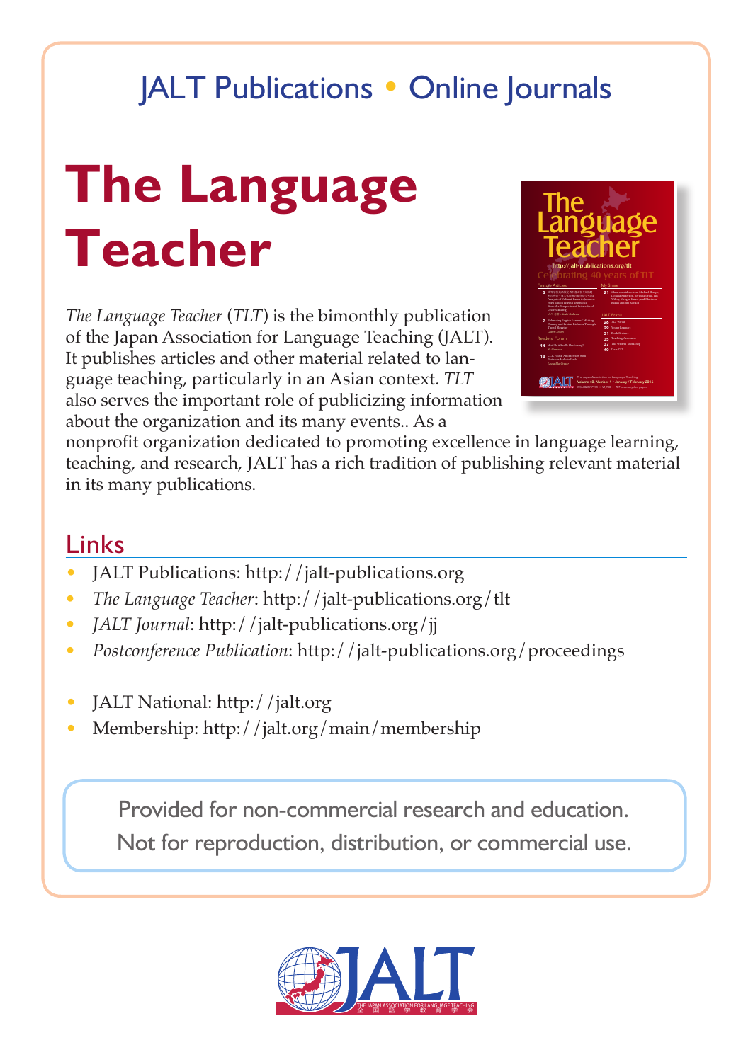JALT Publications • Online Journals

# The Language Teacher

*The Language Teacher* (*TLT*) is the bimonthly publication of the Japan Association for Language Teaching (JALT). It publishes articles and other material related to language teaching, particularly in an Asian context. *TLT* also serves the important role of publicizing information about the organization and its many events.. As a nonprofit organization dedicated to promoting excellence in language learning, teaching, and research, JALT has a rich tradition of publishing relevant material in its many publications.

## Links

- JALT Publications: http://jalt-publications.org
- *The Language Teacher*: http://jalt-publications.org/tlt
- *JALT Journal*: http://jalt-publications.org/jj
- *Postconference Publication*: http://jalt-publications.org/proceedings

- JALT National: http://jalt.org
- Membership: http://jalt.org/main/membership

Provided for non-commercial research and education.
Not for reproduction, distribution, or commercial use.

JALT
THE JAPAN ASSOCIATION FOR LANGUAGE TEACHING
全国語学教育学会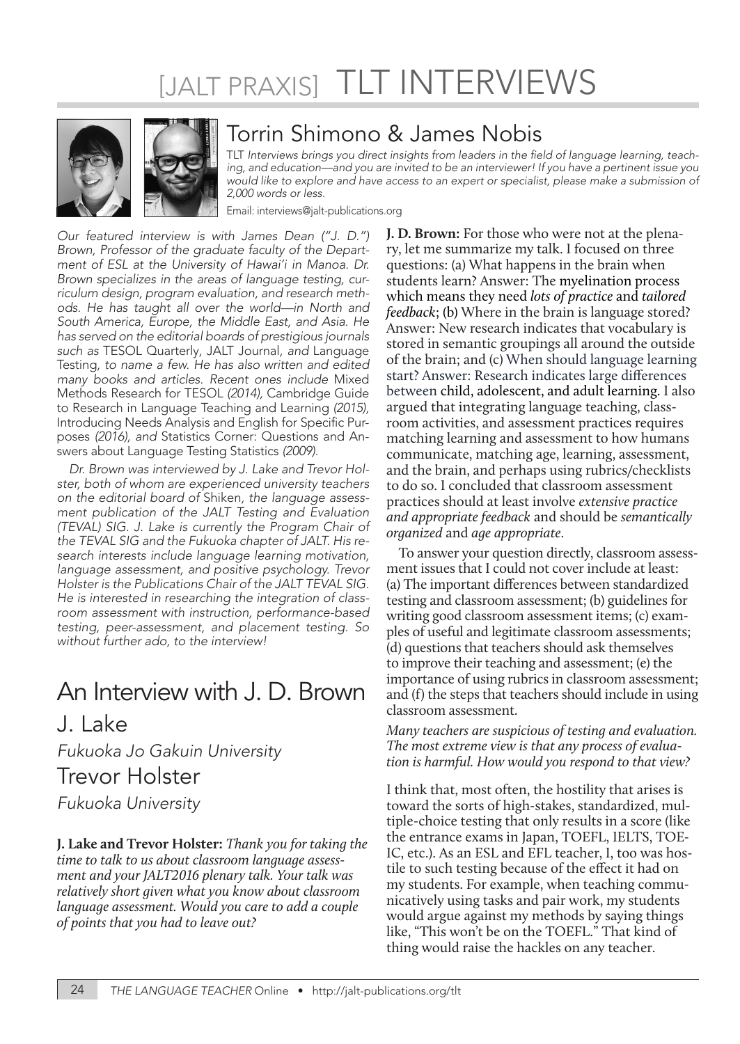#### [JALT PRAXIS] TLT INTERVIEWS

## Torrin Shimono & James Nobis

TLT *Interviews brings you direct insights from leaders in the field of language learning, teaching, and education—and you are invited to be an interviewer! If you have a pertinent issue you would like to explore and have access to an expert or specialist, please make a submission of 2,000 words or less.*

Email: interviews@jalt-publications.org

*Our featured interview is with James Dean ("J. D.") Brown, Professor of the graduate faculty of the Department of ESL at the University of Hawai'i in Manoa. Dr. Brown specializes in the areas of language testing, curriculum design, program evaluation, and research methods. He has taught all over the world—in North and South America, Europe, the Middle East, and Asia. He has served on the editorial boards of prestigious journals such as* TESOL Quarterly, JALT Journal, *and* Language Testing, *to name a few. He has also written and edited many books and articles. Recent ones include* Mixed Methods Research for TESOL *(2014),* Cambridge Guide to Research in Language Teaching and Learning *(2015),* Introducing Needs Analysis and English for Specific Purposes *(2016), and* Statistics Corner: Questions and Answers about Language Testing Statistics *(2009).*

*Dr. Brown was interviewed by J. Lake and Trevor Holster, both of whom are experienced university teachers on the editorial board of* Shiken, *the language assessment publication of the JALT Testing and Evaluation (TEVAL) SIG. J. Lake is currently the Program Chair of the TEVAL SIG and the Fukuoka chapter of JALT. His research interests include language learning motivation, language assessment, and positive psychology. Trevor Holster is the Publications Chair of the JALT TEVAL SIG. He is interested in researching the integration of classroom assessment with instruction, performance-based testing, peer-assessment, and placement testing. So without further ado, to the interview!*

# An Interview with J. D. Brown

## J. Lake

*Fukuoka Jo Gakuin University*

## Trevor Holster

*Fukuoka University*

**J. Lake and Trevor Holster:** *Thank you for taking the time to talk to us about classroom language assessment and your JALT2016 plenary talk. Your talk was relatively short given what you know about classroom language assessment. Would you care to add a couple of points that you had to leave out?*

**J. D. Brown:** For those who were not at the plenary, let me summarize my talk. I focused on three questions: (a) What happens in the brain when students learn? Answer: The myelination process which means they need *lots of practice* and *tailored feedback*; (b) Where in the brain is language stored? Answer: New research indicates that vocabulary is stored in semantic groupings all around the outside of the brain; and (c) When should language learning start? Answer: Research indicates large differences between child, adolescent, and adult learning. I also argued that integrating language teaching, classroom activities, and assessment practices requires matching learning and assessment to how humans communicate, matching age, learning, assessment, and the brain, and perhaps using rubrics/checklists to do so. I concluded that classroom assessment practices should at least involve *extensive practice and appropriate feedback* and should be *semantically organized* and *age appropriate*.

To answer your question directly, classroom assessment issues that I could not cover include at least: (a) The important differences between standardized testing and classroom assessment; (b) guidelines for writing good classroom assessment items; (c) examples of useful and legitimate classroom assessments; (d) questions that teachers should ask themselves to improve their teaching and assessment; (e) the importance of using rubrics in classroom assessment; and (f) the steps that teachers should include in using classroom assessment.

*Many teachers are suspicious of testing and evaluation. The most extreme view is that any process of evaluation is harmful. How would you respond to that view?*

I think that, most often, the hostility that arises is toward the sorts of high-stakes, standardized, multiple-choice testing that only results in a score (like the entrance exams in Japan, TOEFL, IELTS, TOEIC, etc.). As an ESL and EFL teacher, I, too was hostile to such testing because of the effect it had on my students. For example, when teaching communicatively using tasks and pair work, my students would argue against my methods by saying things like, "This won't be on the TOEFL." That kind of thing would raise the hackles on any teacher.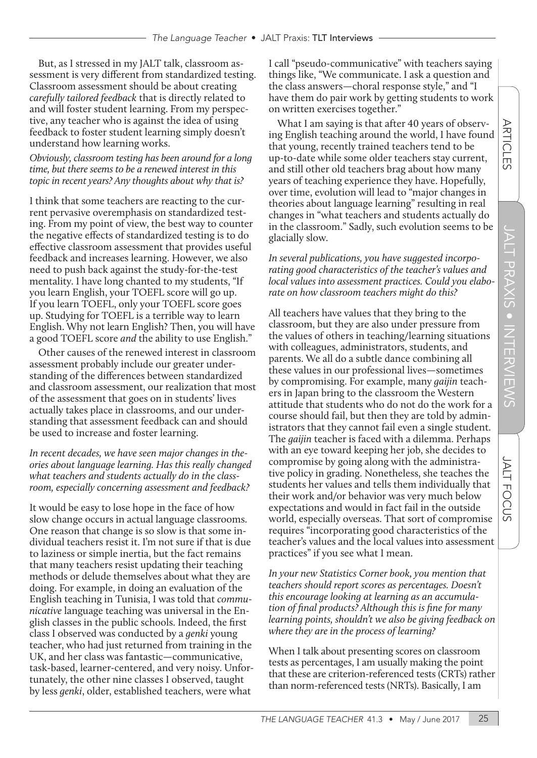But, as I stressed in my JALT talk, classroom assessment is very different from standardized testing. Classroom assessment should be about creating *carefully tailored feedback* that is directly related to and will foster student learning. From my perspective, any teacher who is against the idea of using feedback to foster student learning simply doesn't understand how learning works.

*Obviously, classroom testing has been around for a long time, but there seems to be a renewed interest in this topic in recent years? Any thoughts about why that is?*

I think that some teachers are reacting to the current pervasive overemphasis on standardized testing. From my point of view, the best way to counter the negative effects of standardized testing is to do effective classroom assessment that provides useful feedback and increases learning. However, we also need to push back against the study-for-the-test mentality. I have long chanted to my students, "If you learn English, your TOEFL score will go up. If you learn TOEFL, only your TOEFL score goes up. Studying for TOEFL is a terrible way to learn English. Why not learn English? Then, you will have a good TOEFL score *and* the ability to use English."

Other causes of the renewed interest in classroom assessment probably include our greater understanding of the differences between standardized and classroom assessment, our realization that most of the assessment that goes on in students' lives actually takes place in classrooms, and our understanding that assessment feedback can and should be used to increase and foster learning.

*In recent decades, we have seen major changes in theories about language learning. Has this really changed what teachers and students actually do in the classroom, especially concerning assessment and feedback?*

It would be easy to lose hope in the face of how slow change occurs in actual language classrooms. One reason that change is so slow is that some individual teachers resist it. I'm not sure if that is due to laziness or simple inertia, but the fact remains that many teachers resist updating their teaching methods or delude themselves about what they are doing. For example, in doing an evaluation of the English teaching in Tunisia, I was told that *communicative* language teaching was universal in the English classes in the public schools. Indeed, the first class I observed was conducted by a *genki* young teacher, who had just returned from training in the UK, and her class was fantastic—communicative, task-based, learner-centered, and very noisy. Unfortunately, the other nine classes I observed, taught by less *genki*, older, established teachers, were what I call "pseudo-communicative" with teachers saying things like, "We communicate. I ask a question and the class answers—choral response style," and "I have them do pair work by getting students to work on written exercises together."

What I am saying is that after 40 years of observing English teaching around the world, I have found that young, recently trained teachers tend to be up-to-date while some older teachers stay current, and still other old teachers brag about how many years of teaching experience they have. Hopefully, over time, evolution will lead to "major changes in theories about language learning" resulting in real changes in "what teachers and students actually do in the classroom." Sadly, such evolution seems to be glacially slow.

*In several publications, you have suggested incorporating good characteristics of the teacher's values and local values into assessment practices. Could you elaborate on how classroom teachers might do this?*

All teachers have values that they bring to the classroom, but they are also under pressure from the values of others in teaching/learning situations with colleagues, administrators, students, and parents. We all do a subtle dance combining all these values in our professional lives—sometimes by compromising. For example, many *gaijin* teachers in Japan bring to the classroom the Western attitude that students who do not do the work for a course should fail, but then they are told by administrators that they cannot fail even a single student. The *gaijin* teacher is faced with a dilemma. Perhaps with an eye toward keeping her job, she decides to compromise by going along with the administrative policy in grading. Nonetheless, she teaches the students her values and tells them individually that their work and/or behavior was very much below expectations and would in fact fail in the outside world, especially overseas. That sort of compromise requires "incorporating good characteristics of the teacher's values and the local values into assessment practices" if you see what I mean.

*In your new Statistics Corner book, you mention that teachers should report scores as percentages. Doesn't this encourage looking at learning as an accumulation of final products? Although this is fine for many learning points, shouldn't we also be giving feedback on where they are in the process of learning?*

When I talk about presenting scores on classroom tests as percentages, I am usually making the point that these are criterion-referenced tests (CRTs) rather than norm-referenced tests (NRTs). Basically, I am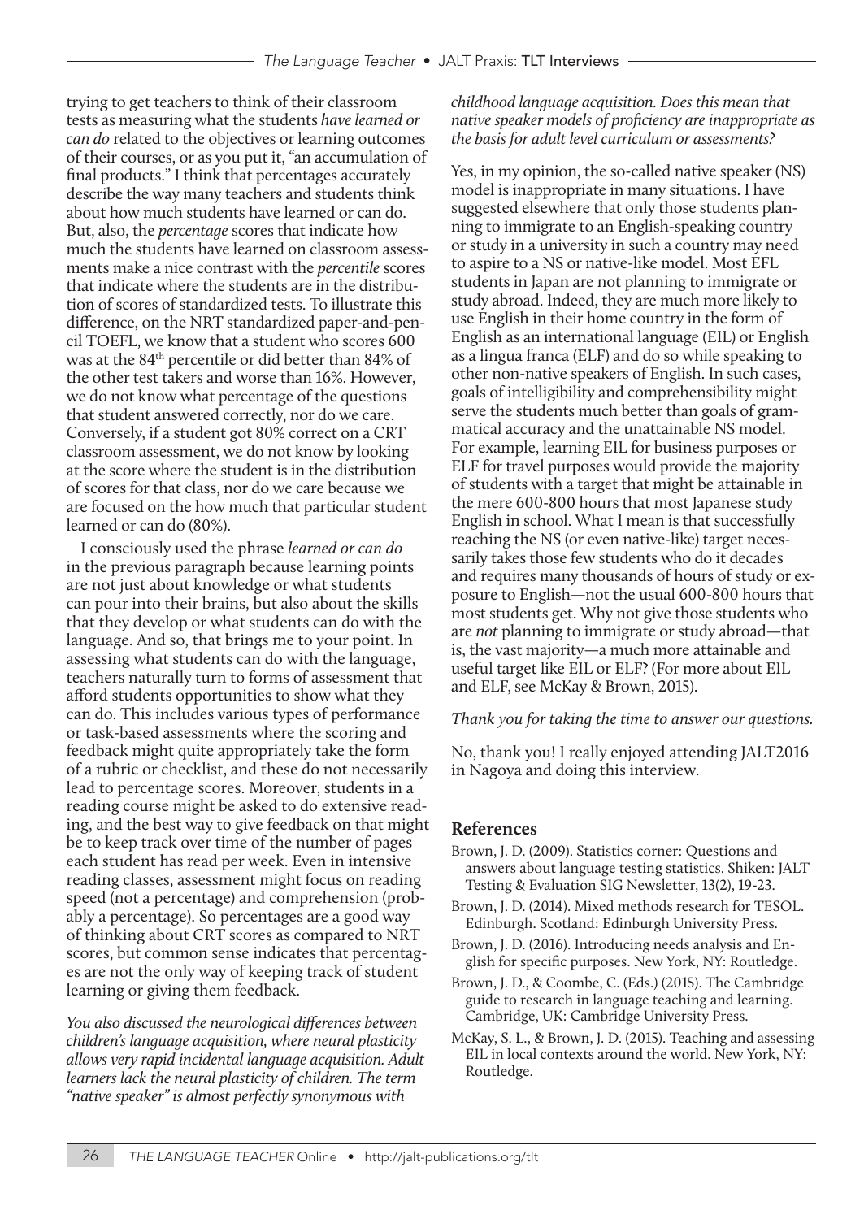trying to get teachers to think of their classroom tests as measuring what the students *have learned or can do* related to the objectives or learning outcomes of their courses, or as you put it, "an accumulation of final products." I think that percentages accurately describe the way many teachers and students think about how much students have learned or can do. But, also, the *percentage* scores that indicate how much the students have learned on classroom assessments make a nice contrast with the *percentile* scores that indicate where the students are in the distribution of scores of standardized tests. To illustrate this difference, on the NRT standardized paper-and-pencil TOEFL, we know that a student who scores 600 was at the 84th percentile or did better than 84% of the other test takers and worse than 16%. However, we do not know what percentage of the questions that student answered correctly, nor do we care. Conversely, if a student got 80% correct on a CRT classroom assessment, we do not know by looking at the score where the student is in the distribution of scores for that class, nor do we care because we are focused on the how much that particular student learned or can do (80%).

I consciously used the phrase *learned or can do* in the previous paragraph because learning points are not just about knowledge or what students can pour into their brains, but also about the skills that they develop or what students can do with the language. And so, that brings me to your point. In assessing what students can do with the language, teachers naturally turn to forms of assessment that afford students opportunities to show what they can do. This includes various types of performance or task-based assessments where the scoring and feedback might quite appropriately take the form of a rubric or checklist, and these do not necessarily lead to percentage scores. Moreover, students in a reading course might be asked to do extensive reading, and the best way to give feedback on that might be to keep track over time of the number of pages each student has read per week. Even in intensive reading classes, assessment might focus on reading speed (not a percentage) and comprehension (probably a percentage). So percentages are a good way of thinking about CRT scores as compared to NRT scores, but common sense indicates that percentages are not the only way of keeping track of student learning or giving them feedback.

*You also discussed the neurological differences between children's language acquisition, where neural plasticity allows very rapid incidental language acquisition. Adult learners lack the neural plasticity of children. The term "native speaker" is almost perfectly synonymous with childhood language acquisition. Does this mean that native speaker models of proficiency are inappropriate as the basis for adult level curriculum or assessments?*

Yes, in my opinion, the so-called native speaker (NS) model is inappropriate in many situations. I have suggested elsewhere that only those students planning to immigrate to an English-speaking country or study in a university in such a country may need to aspire to a NS or native-like model. Most EFL students in Japan are not planning to immigrate or study abroad. Indeed, they are much more likely to use English in their home country in the form of English as an international language (EIL) or English as a lingua franca (ELF) and do so while speaking to other non-native speakers of English. In such cases, goals of intelligibility and comprehensibility might serve the students much better than goals of grammatical accuracy and the unattainable NS model. For example, learning EIL for business purposes or ELF for travel purposes would provide the majority of students with a target that might be attainable in the mere 600-800 hours that most Japanese study English in school. What I mean is that successfully reaching the NS (or even native-like) target necessarily takes those few students who do it decades and requires many thousands of hours of study or exposure to English—not the usual 600-800 hours that most students get. Why not give those students who are *not* planning to immigrate or study abroad—that is, the vast majority—a much more attainable and useful target like EIL or ELF? (For more about EIL and ELF, see McKay & Brown, 2015).

*Thank you for taking the time to answer our questions.*

No, thank you! I really enjoyed attending JALT2016 in Nagoya and doing this interview.

## References

Brown, J. D. (2009). Statistics corner: Questions and answers about language testing statistics. Shiken: JALT Testing & Evaluation SIG Newsletter, 13(2), 19-23.

Brown, J. D. (2014). Mixed methods research for TESOL. Edinburgh. Scotland: Edinburgh University Press.

Brown, J. D. (2016). Introducing needs analysis and English for specific purposes. New York, NY: Routledge.

Brown, J. D., & Coombe, C. (Eds.) (2015). The Cambridge guide to research in language teaching and learning. Cambridge, UK: Cambridge University Press.

McKay, S. L., & Brown, J. D. (2015). Teaching and assessing EIL in local contexts around the world. New York, NY: Routledge.